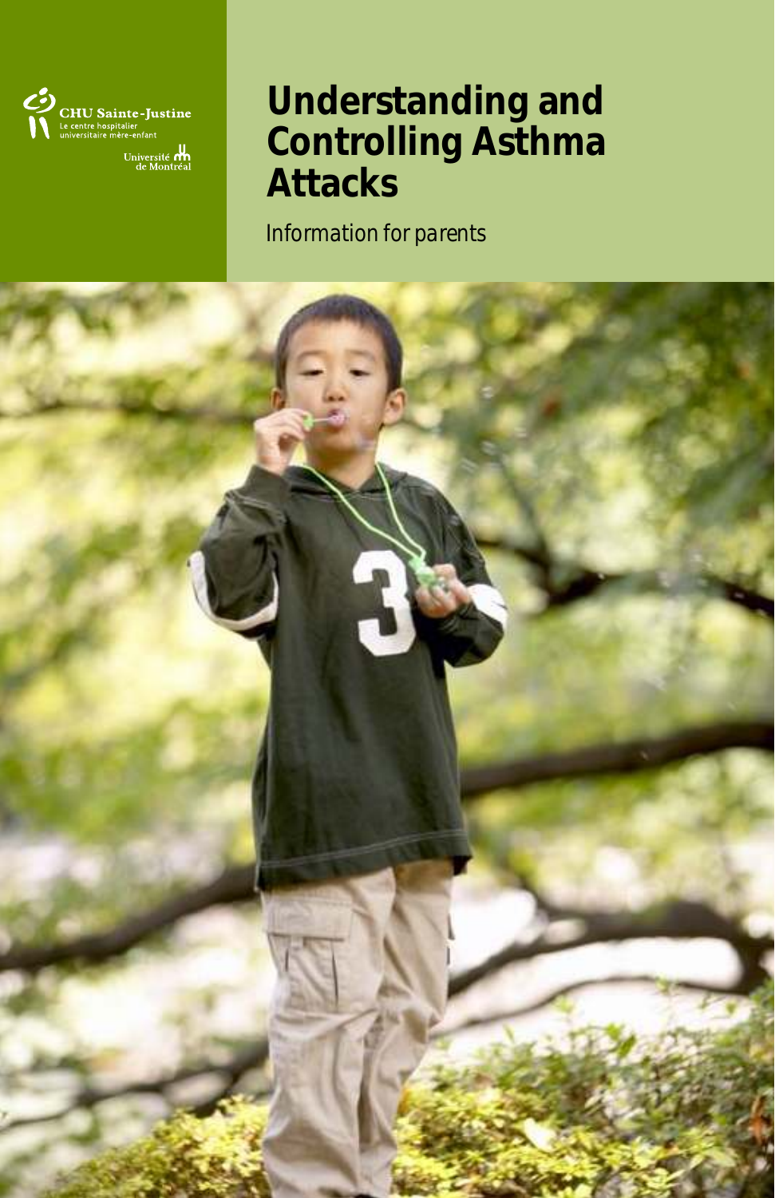CHU Sainte-Justine
Le centre hospitalier universitaire mère-enfant

Université de Montréal

# Understanding and Controlling Asthma Attacks

*Information for parents*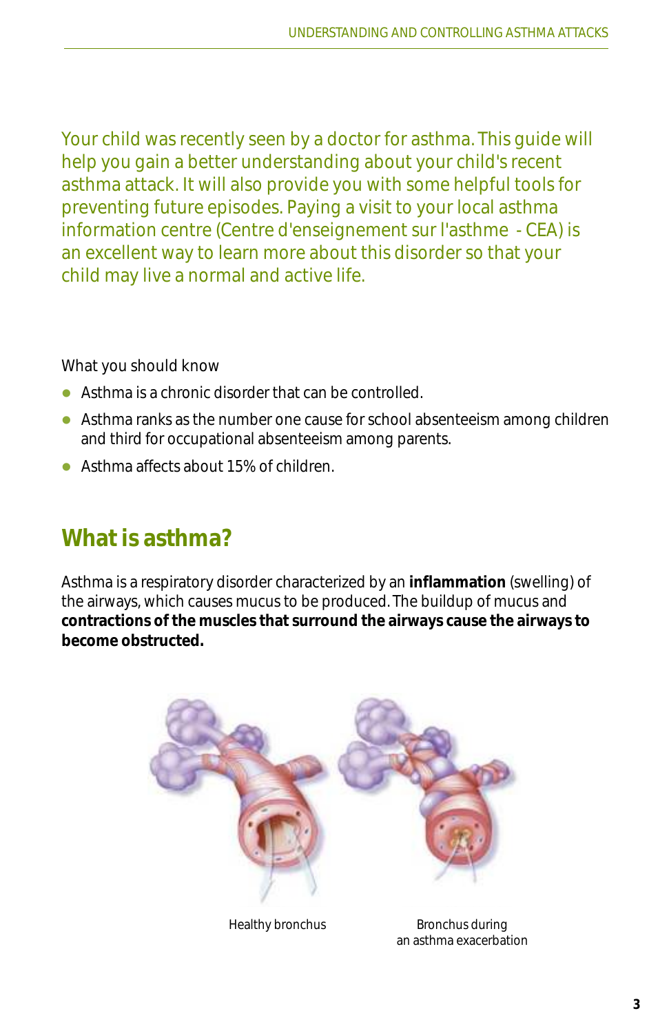Your child was recently seen by a doctor for asthma. This guide will help you gain a better understanding about your child's recent asthma attack. It will also provide you with some helpful tools for preventing future episodes. Paying a visit to your local asthma information centre (Centre d'enseignement sur l'asthme - CEA) is an excellent way to learn more about this disorder so that your child may live a normal and active life.

What you should know

- Asthma is a chronic disorder that can be controlled.
- Asthma ranks as the number one cause for school absenteeism among children and third for occupational absenteeism among parents.
- Asthma affects about 15% of children.

## What is asthma?

Asthma is a respiratory disorder characterized by an **inflammation** (swelling) of the airways, which causes mucus to be produced. The buildup of mucus and **contractions of the muscles that surround the airways cause the airways to become obstructed.**

Healthy bronchus

Bronchus during an asthma exacerbation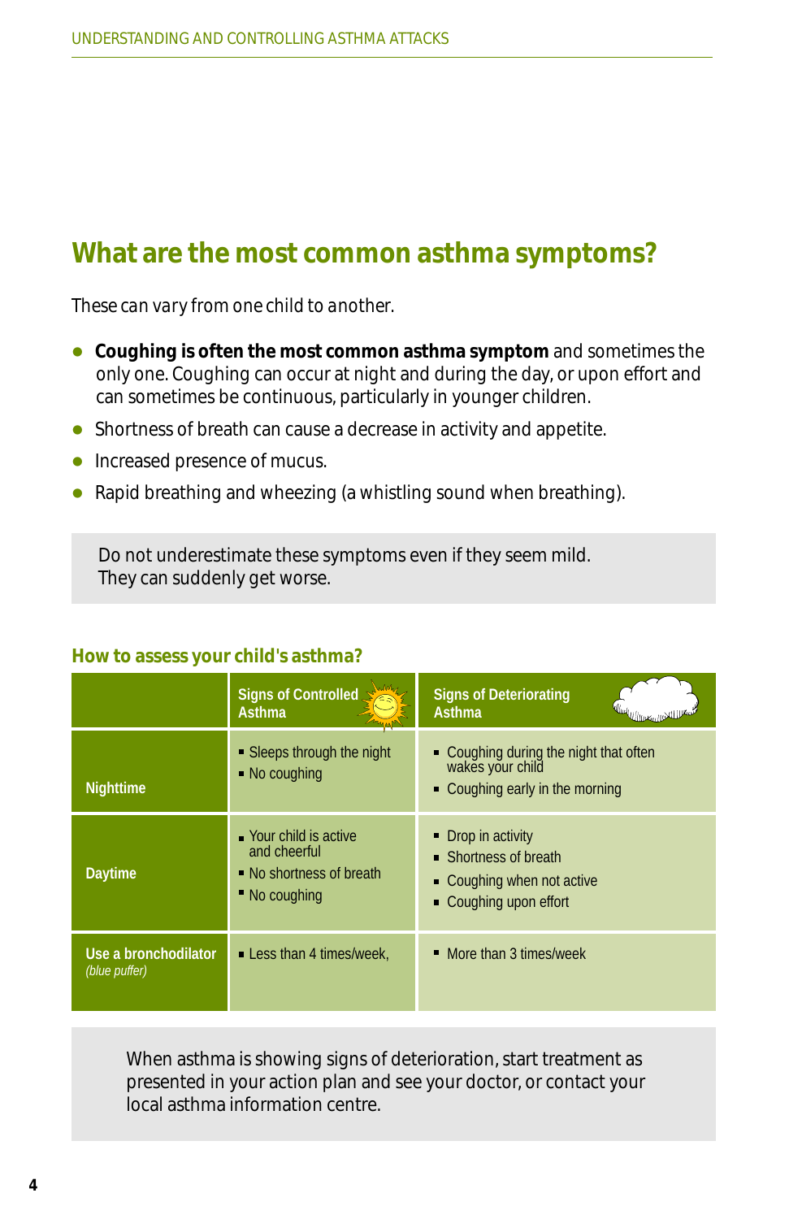## What are the most common asthma symptoms?

*These can vary from one child to another.*

- **Coughing is often the most common asthma symptom** and sometimes the only one. Coughing can occur at night and during the day, or upon effort and can sometimes be continuous, particularly in younger children.
- Shortness of breath can cause a decrease in activity and appetite.
- Increased presence of mucus.
- Rapid breathing and wheezing (a whistling sound when breathing).

Do not underestimate these symptoms even if they seem mild. They can suddenly get worse.

### How to assess your child's asthma?

| | Signs of Controlled Asthma | Signs of Deteriorating Asthma |
|---|---|---|
| Nighttime | ▪ Sleeps through the night<br>▪ No coughing | ▪ Coughing during the night that often wakes your child<br>▪ Coughing early in the morning |
| Daytime | ▪ Your child is active and cheerful<br>▪ No shortness of breath<br>▪ No coughing | ▪ Drop in activity<br>▪ Shortness of breath<br>▪ Coughing when not active<br>▪ Coughing upon effort |
| Use a bronchodilator *(blue puffer)* | ▪ Less than 4 times/week, | ▪ More than 3 times/week |

When asthma is showing signs of deterioration, start treatment as presented in your action plan and see your doctor, or contact your local asthma information centre.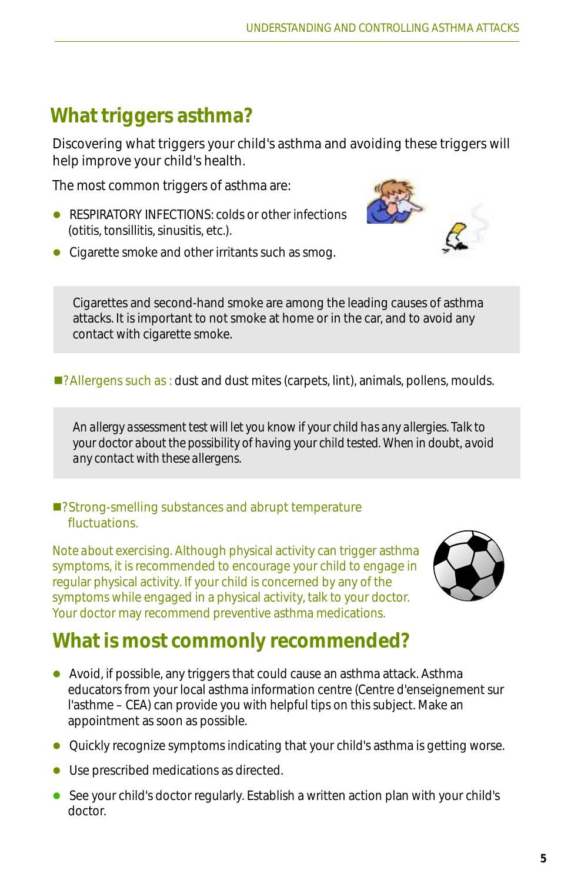## What triggers asthma?

Discovering what triggers your child's asthma and avoiding these triggers will help improve your child's health.

The most common triggers of asthma are:

- RESPIRATORY INFECTIONS: colds or other infections (otitis, tonsillitis, sinusitis, etc.).
- Cigarette smoke and other irritants such as smog.

> Cigarettes and second-hand smoke are among the leading causes of asthma attacks. It is important to not smoke at home or in the car, and to avoid any contact with cigarette smoke.

- ?Allergens such as : dust and dust mites (carpets, lint), animals, pollens, moulds.

> *An allergy assessment test will let you know if your child has any allergies. Talk to your doctor about the possibility of having your child tested. When in doubt, avoid any contact with these allergens.*

- ?Strong-smelling substances and abrupt temperature fluctuations.

Note about exercising. Although physical activity can trigger asthma symptoms, it is recommended to encourage your child to engage in regular physical activity. If your child is concerned by any of the symptoms while engaged in a physical activity, talk to your doctor. Your doctor may recommend preventive asthma medications.

## What is most commonly recommended?

- Avoid, if possible, any triggers that could cause an asthma attack. Asthma educators from your local asthma information centre (Centre d'enseignement sur l'asthme – CEA) can provide you with helpful tips on this subject. Make an appointment as soon as possible.
- Quickly recognize symptoms indicating that your child's asthma is getting worse.
- Use prescribed medications as directed.
- See your child's doctor regularly. Establish a written action plan with your child's doctor.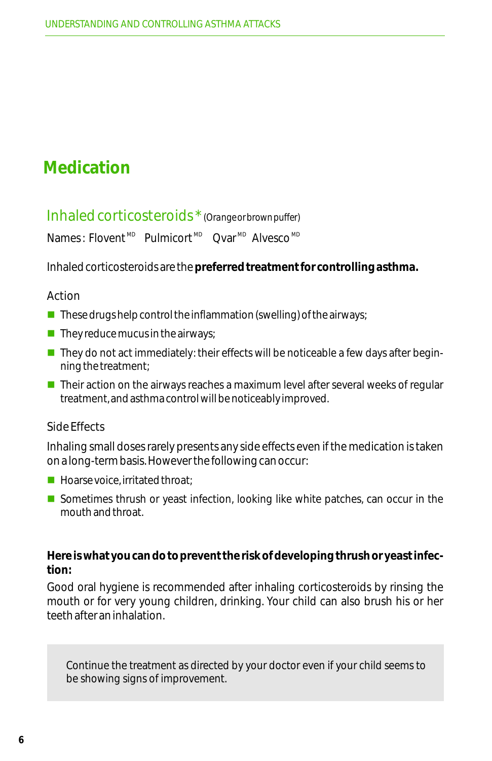# Medication

## Inhaled corticosteroids* (Orange or brown puffer)

Names: Flovent[MD] Pulmicort[MD] Qvar[MD] Alvesco[MD]

Inhaled corticosteroids are the **preferred treatment for controlling asthma.**

### Action

- These drugs help control the inflammation (swelling) of the airways;
- They reduce mucus in the airways;
- They do not act immediately: their effects will be noticeable a few days after beginning the treatment;
- Their action on the airways reaches a maximum level after several weeks of regular treatment, and asthma control will be noticeably improved.

### Side Effects

Inhaling small doses rarely presents any side effects even if the medication is taken on a long-term basis. However the following can occur:

- Hoarse voice, irritated throat;
- Sometimes thrush or yeast infection, looking like white patches, can occur in the mouth and throat.

**Here is what you can do to prevent the risk of developing thrush or yeast infection:**

Good oral hygiene is recommended after inhaling corticosteroids by rinsing the mouth or for very young children, drinking. Your child can also brush his or her teeth after an inhalation.

> Continue the treatment as directed by your doctor even if your child seems to be showing signs of improvement.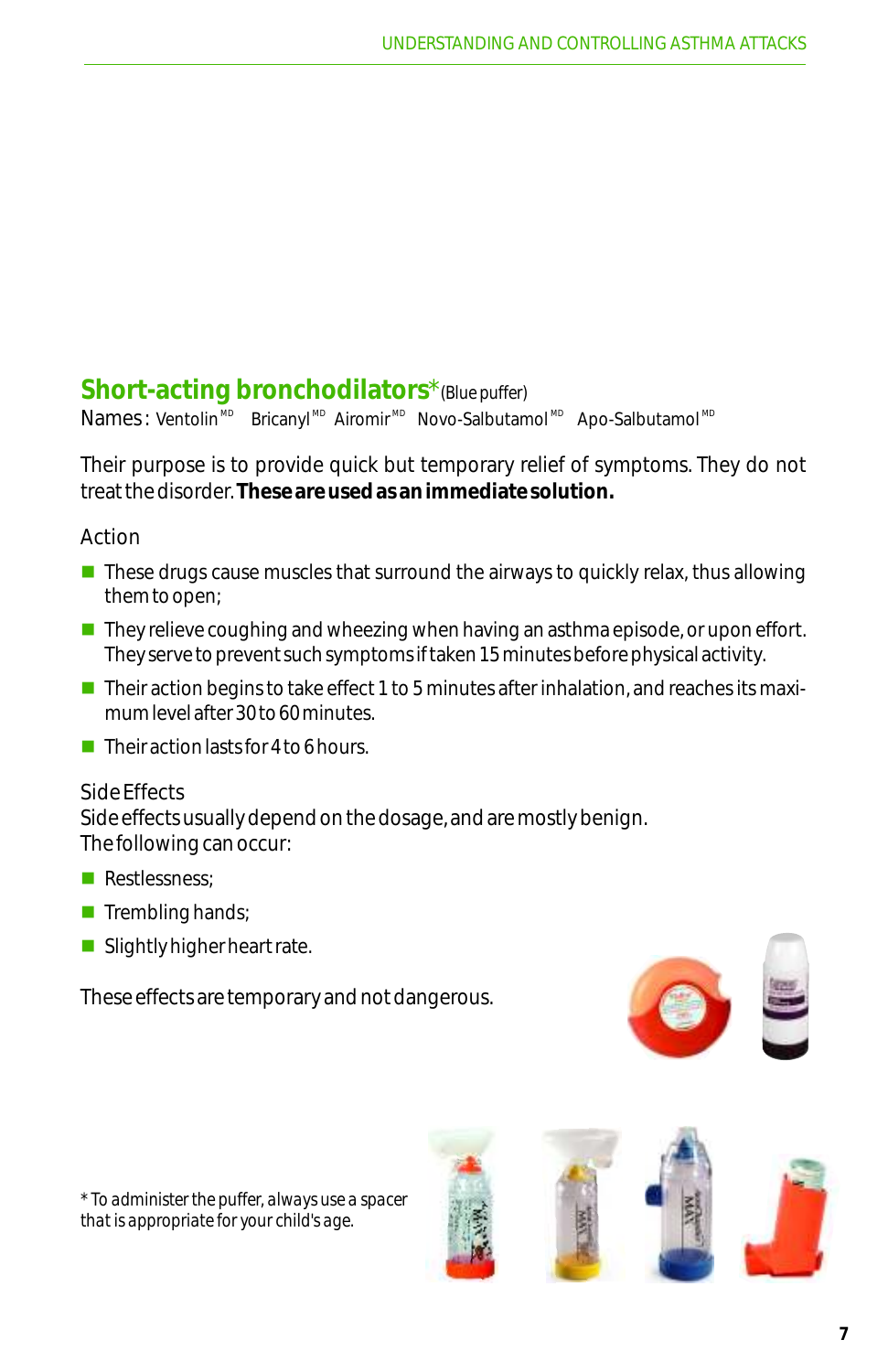## Short-acting bronchodilators* (Blue puffer)

Names : Ventolin[MD] Bricanyl[MD] Airomir[MD] Novo-Salbutamol[MD] Apo-Salbutamol[MD]

Their purpose is to provide quick but temporary relief of symptoms. They do not treat the disorder. **These are used as an immediate solution.**

Action

- These drugs cause muscles that surround the airways to quickly relax, thus allowing them to open;
- They relieve coughing and wheezing when having an asthma episode, or upon effort. They serve to prevent such symptoms if taken 15 minutes before physical activity.
- Their action begins to take effect 1 to 5 minutes after inhalation, and reaches its maximum level after 30 to 60 minutes.
- Their action lasts for 4 to 6 hours.

Side Effects
Side effects usually depend on the dosage, and are mostly benign.
The following can occur:

- Restlessness;
- Trembling hands;
- Slightly higher heart rate.

These effects are temporary and not dangerous.

*To administer the puffer, always use a spacer that is appropriate for your child's age.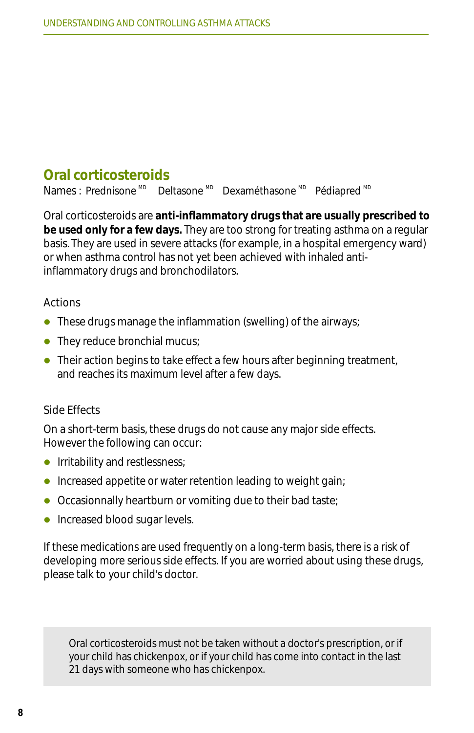## Oral corticosteroids

Names : Prednisone MD   Deltasone MD   Dexaméthasone MD   Pédiapred MD

Oral corticosteroids are **anti-inflammatory drugs that are usually prescribed to be used only for a few days.** They are too strong for treating asthma on a regular basis. They are used in severe attacks (for example, in a hospital emergency ward) or when asthma control has not yet been achieved with inhaled anti-inflammatory drugs and bronchodilators.

### Actions

- These drugs manage the inflammation (swelling) of the airways;
- They reduce bronchial mucus;
- Their action begins to take effect a few hours after beginning treatment, and reaches its maximum level after a few days.

### Side Effects

On a short-term basis, these drugs do not cause any major side effects. However the following can occur:

- Irritability and restlessness;
- Increased appetite or water retention leading to weight gain;
- Occasionnally heartburn or vomiting due to their bad taste;
- Increased blood sugar levels.

If these medications are used frequently on a long-term basis, there is a risk of developing more serious side effects. If you are worried about using these drugs, please talk to your child's doctor.

> Oral corticosteroids must not be taken without a doctor's prescription, or if your child has chickenpox, or if your child has come into contact in the last 21 days with someone who has chickenpox.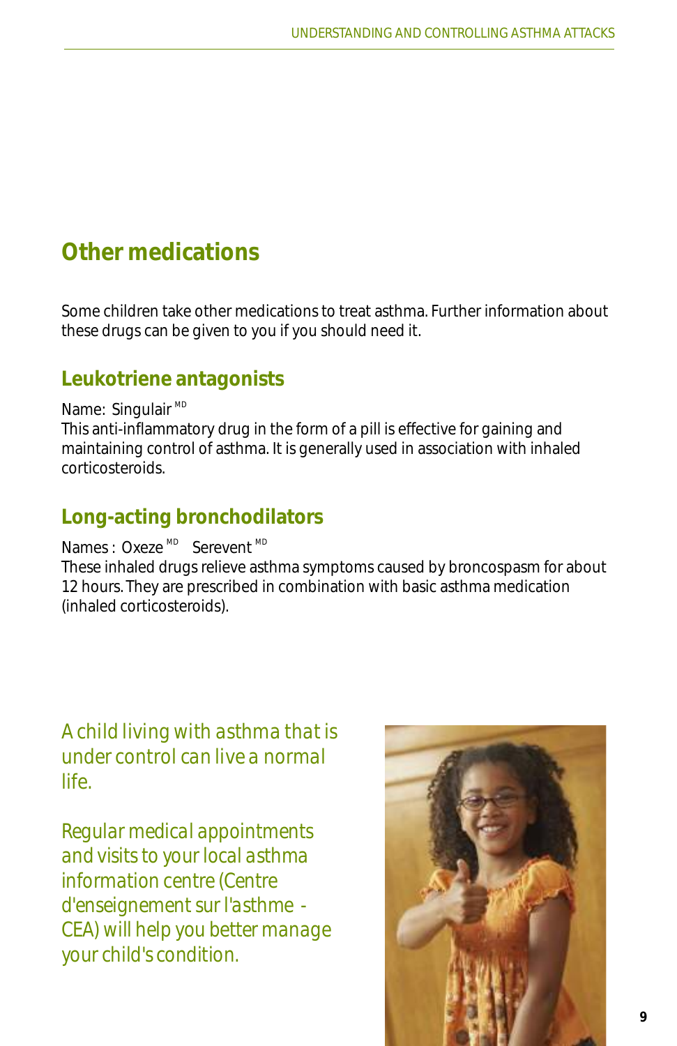## Other medications

Some children take other medications to treat asthma. Further information about these drugs can be given to you if you should need it.

### Leukotriene antagonists

Name: Singulair MD

This anti-inflammatory drug in the form of a pill is effective for gaining and maintaining control of asthma. It is generally used in association with inhaled corticosteroids.

### Long-acting bronchodilators

Names : Oxeze MD Serevent MD

These inhaled drugs relieve asthma symptoms caused by broncospasm for about 12 hours. They are prescribed in combination with basic asthma medication (inhaled corticosteroids).

*A child living with asthma that is under control can live a normal life.*

*Regular medical appointments and visits to your local asthma information centre (Centre d'enseignement sur l'asthme - CEA) will help you better manage your child's condition.*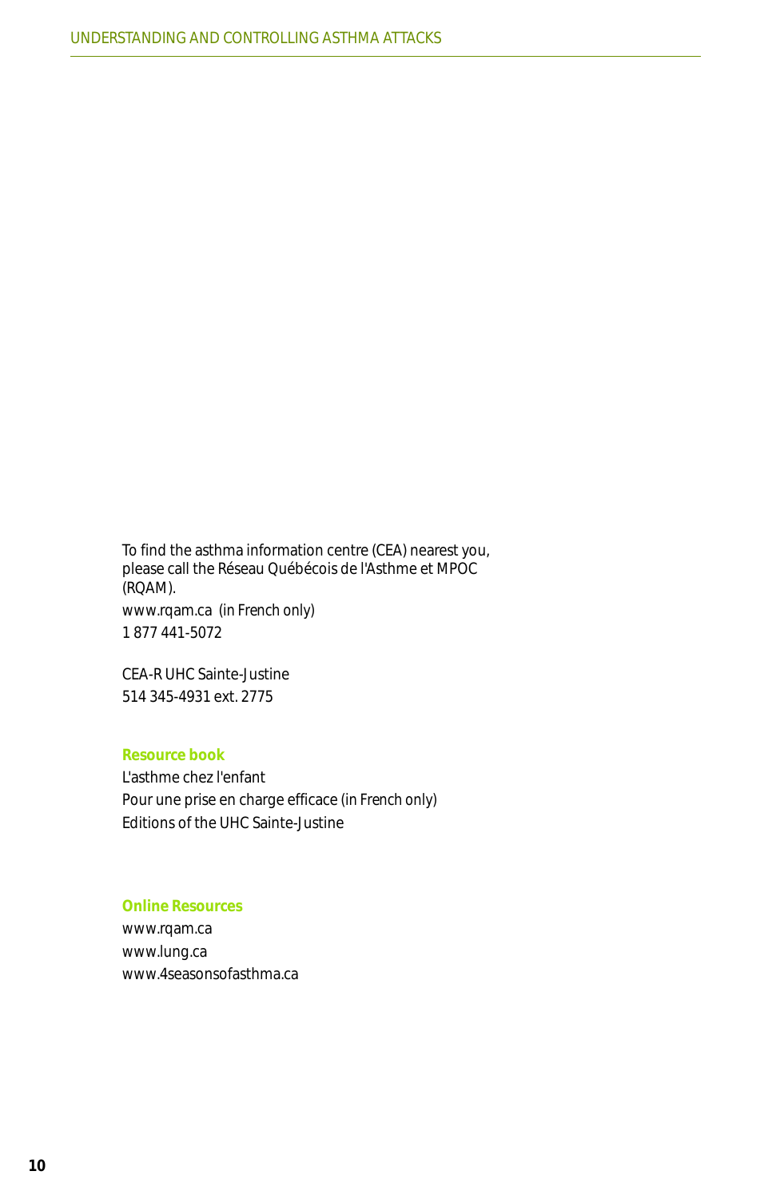To find the asthma information centre (CEA) nearest you, please call the Réseau Québécois de l'Asthme et MPOC (RQAM).

www.rqam.ca (in French only)

1 877 441-5072

CEA-R UHC Sainte-Justine

514 345-4931 ext. 2775

**Resource book**

L'asthme chez l'enfant

Pour une prise en charge efficace (in French only)

Editions of the UHC Sainte-Justine

**Online Resources**

www.rqam.ca

www.lung.ca

www.4seasonsofasthma.ca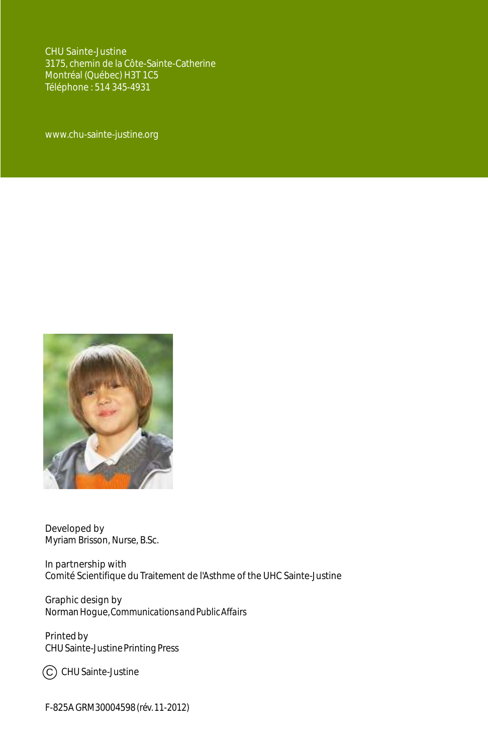CHU Sainte-Justine
3175, chemin de la Côte-Sainte-Catherine
Montréal (Québec) H3T 1C5
Téléphone : 514 345-4931

www.chu-sainte-justine.org

Developed by
Myriam Brisson, Nurse, B.Sc.

In partnership with
Comité Scientifique du Traitement de l'Asthme of the UHC Sainte-Justine

Graphic design by
Norman Hogue, Communications and Public Affairs

Printed by
CHU Sainte-Justine Printing Press

© CHU Sainte-Justine

F-825A GRM 30004598 (rév. 11-2012)